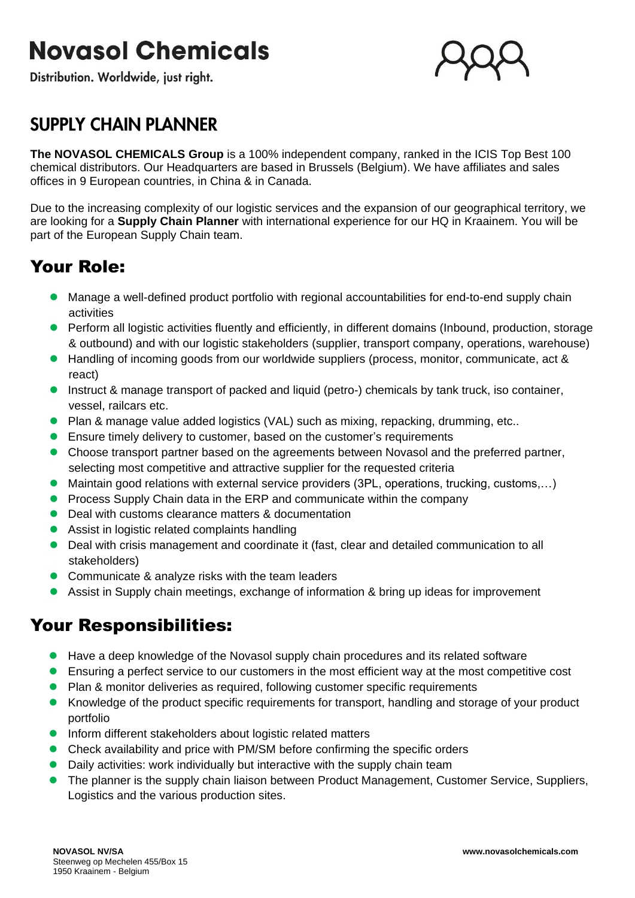# Novasol Chemicals

Distribution. Worldwide, just right.

## SUPPLY CHAIN PLANNER

**The NOVASOL CHEMICALS Group** is a 100% independent company, ranked in the ICIS Top Best 100 chemical distributors. Our Headquarters are based in Brussels (Belgium). We have affiliates and sales offices in 9 European countries, in China & in Canada.

Due to the increasing complexity of our logistic services and the expansion of our geographical territory, we are looking for a **Supply Chain Planner** with international experience for our HQ in Kraainem. You will be part of the European Supply Chain team.

## Your Role:

- Manage a well-defined product portfolio with regional accountabilities for end-to-end supply chain activities
- Perform all logistic activities fluently and efficiently, in different domains (Inbound, production, storage & outbound) and with our logistic stakeholders (supplier, transport company, operations, warehouse)
- Handling of incoming goods from our worldwide suppliers (process, monitor, communicate, act & react)
- Instruct & manage transport of packed and liquid (petro-) chemicals by tank truck, iso container, vessel, railcars etc.
- Plan & manage value added logistics (VAL) such as mixing, repacking, drumming, etc..
- Ensure timely delivery to customer, based on the customer's requirements
- Choose transport partner based on the agreements between Novasol and the preferred partner, selecting most competitive and attractive supplier for the requested criteria
- Maintain good relations with external service providers (3PL, operations, trucking, customs,…)
- Process Supply Chain data in the ERP and communicate within the company
- Deal with customs clearance matters & documentation
- Assist in logistic related complaints handling
- Deal with crisis management and coordinate it (fast, clear and detailed communication to all stakeholders)
- Communicate & analyze risks with the team leaders
- Assist in Supply chain meetings, exchange of information & bring up ideas for improvement

## Your Responsibilities:

- Have a deep knowledge of the Novasol supply chain procedures and its related software
- Ensuring a perfect service to our customers in the most efficient way at the most competitive cost
- Plan & monitor deliveries as required, following customer specific requirements
- Knowledge of the product specific requirements for transport, handling and storage of your product portfolio
- Inform different stakeholders about logistic related matters
- Check availability and price with PM/SM before confirming the specific orders
- Daily activities: work individually but interactive with the supply chain team
- The planner is the supply chain liaison between Product Management, Customer Service, Suppliers, Logistics and the various production sites.

**NOVASOL NV/SA**
Steenweg op Mechelen 455/Box 15
1950 Kraainem - Belgium

**www.novasolchemicals.com**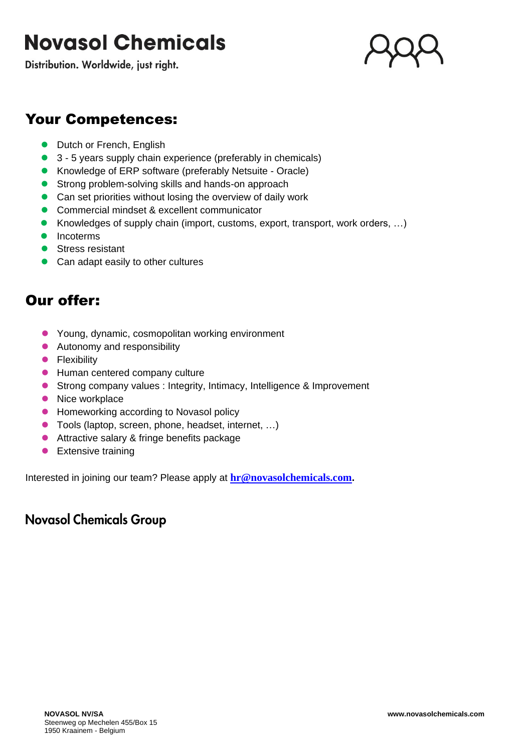# Novasol Chemicals

Distribution. Worldwide, just right.

## Your Competences:

- Dutch or French, English
- 3 - 5 years supply chain experience (preferably in chemicals)
- Knowledge of ERP software (preferably Netsuite - Oracle)
- Strong problem-solving skills and hands-on approach
- Can set priorities without losing the overview of daily work
- Commercial mindset & excellent communicator
- Knowledges of supply chain (import, customs, export, transport, work orders, …)
- Incoterms
- Stress resistant
- Can adapt easily to other cultures

## Our offer:

- Young, dynamic, cosmopolitan working environment
- Autonomy and responsibility
- Flexibility
- Human centered company culture
- Strong company values : Integrity, Intimacy, Intelligence & Improvement
- Nice workplace
- Homeworking according to Novasol policy
- Tools (laptop, screen, phone, headset, internet, …)
- Attractive salary & fringe benefits package
- Extensive training

Interested in joining our team? Please apply at **hr@novasolchemicals.com**.

## Novasol Chemicals Group

**NOVASOL NV/SA**
Steenweg op Mechelen 455/Box 15
1950 Kraainem - Belgium

**www.novasolchemicals.com**